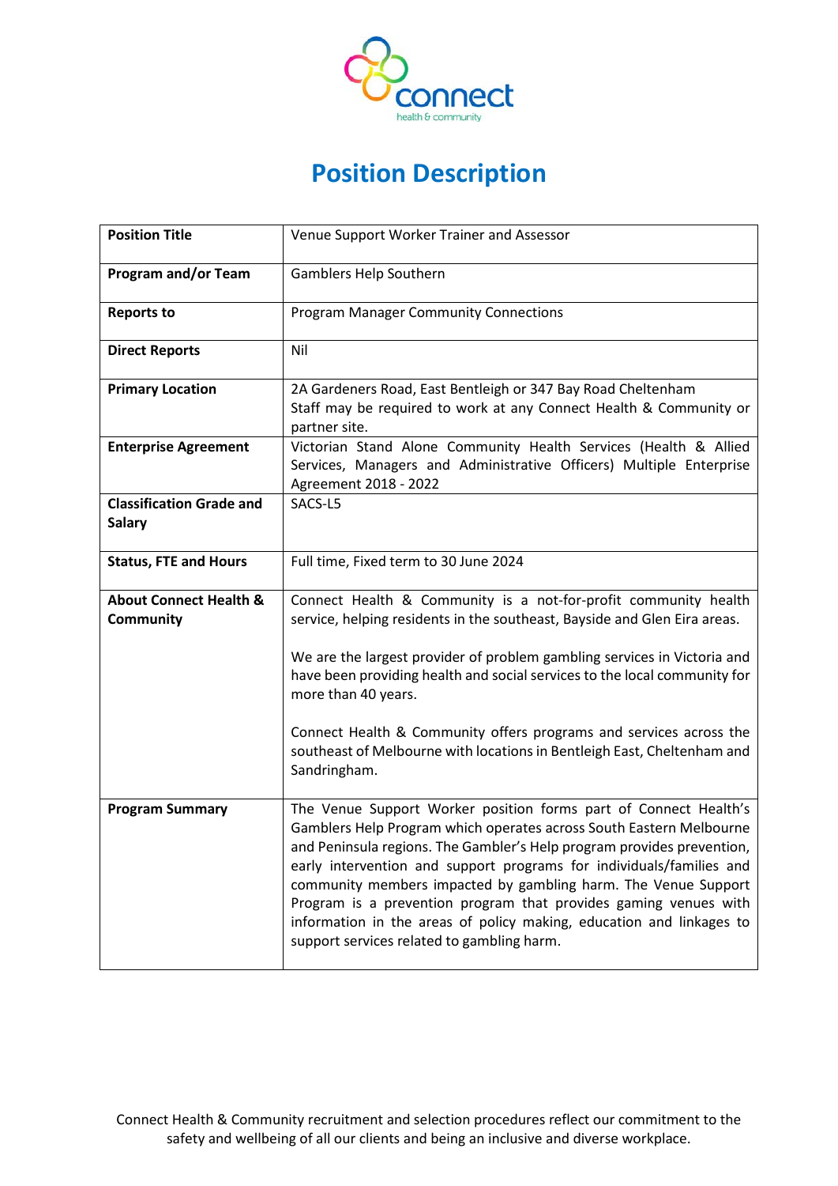# Position Description

| | |
|---|---|
| **Position Title** | Venue Support Worker Trainer and Assessor |
| **Program and/or Team** | Gamblers Help Southern |
| **Reports to** | Program Manager Community Connections |
| **Direct Reports** | Nil |
| **Primary Location** | 2A Gardeners Road, East Bentleigh or 347 Bay Road Cheltenham<br>Staff may be required to work at any Connect Health & Community or partner site. |
| **Enterprise Agreement** | Victorian Stand Alone Community Health Services (Health & Allied Services, Managers and Administrative Officers) Multiple Enterprise Agreement 2018 - 2022 |
| **Classification Grade and Salary** | SACS-L5 |
| **Status, FTE and Hours** | Full time, Fixed term to 30 June 2024 |
| **About Connect Health & Community** | Connect Health & Community is a not-for-profit community health service, helping residents in the southeast, Bayside and Glen Eira areas.<br><br>We are the largest provider of problem gambling services in Victoria and have been providing health and social services to the local community for more than 40 years.<br><br>Connect Health & Community offers programs and services across the southeast of Melbourne with locations in Bentleigh East, Cheltenham and Sandringham. |
| **Program Summary** | The Venue Support Worker position forms part of Connect Health's Gamblers Help Program which operates across South Eastern Melbourne and Peninsula regions. The Gambler's Help program provides prevention, early intervention and support programs for individuals/families and community members impacted by gambling harm. The Venue Support Program is a prevention program that provides gaming venues with information in the areas of policy making, education and linkages to support services related to gambling harm. |

Connect Health & Community recruitment and selection procedures reflect our commitment to the safety and wellbeing of all our clients and being an inclusive and diverse workplace.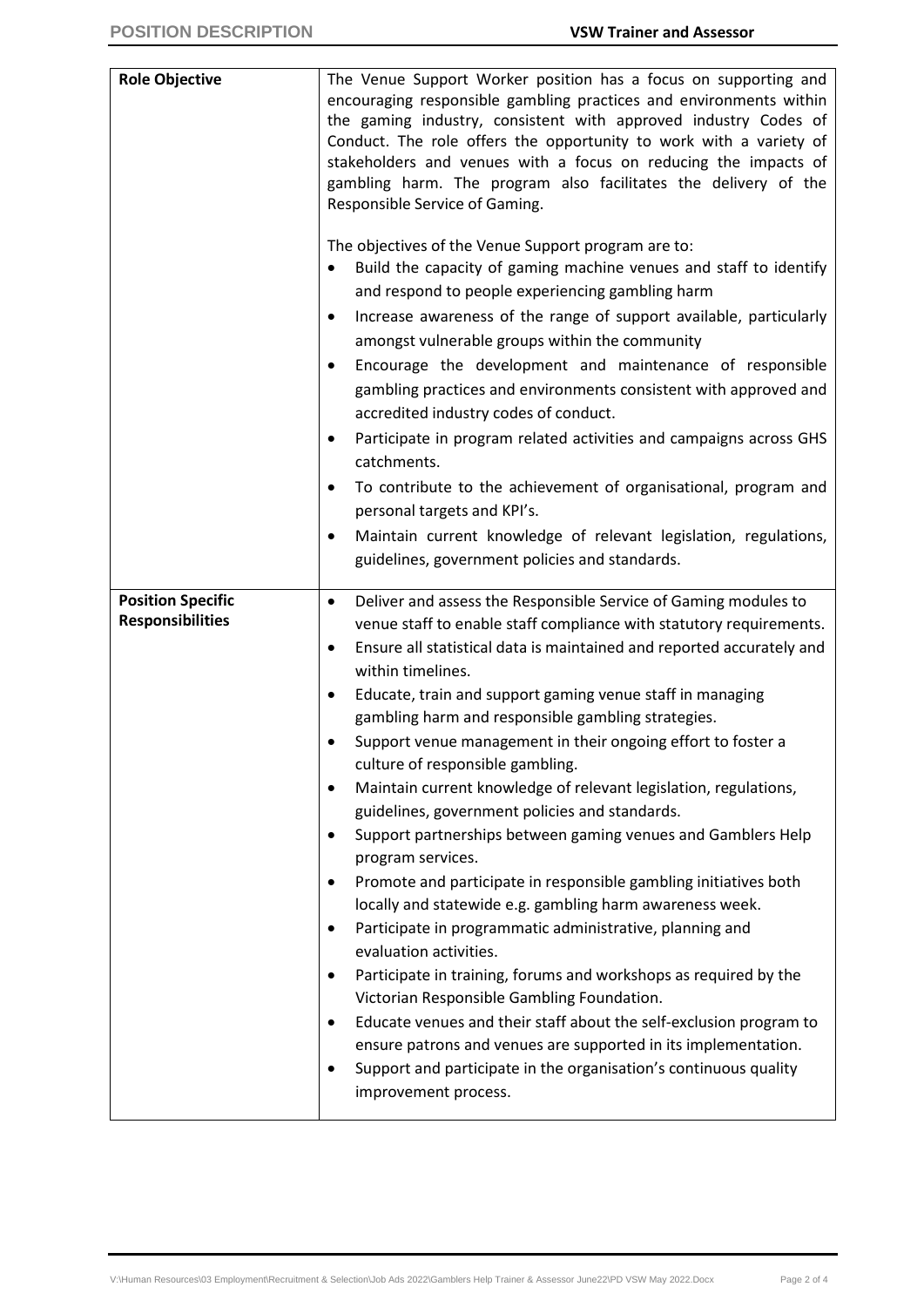| **Role Objective** | The Venue Support Worker position has a focus on supporting and encouraging responsible gambling practices and environments within the gaming industry, consistent with approved industry Codes of Conduct. The role offers the opportunity to work with a variety of stakeholders and venues with a focus on reducing the impacts of gambling harm. The program also facilitates the delivery of the Responsible Service of Gaming.<br><br>The objectives of the Venue Support program are to:<br>• Build the capacity of gaming machine venues and staff to identify and respond to people experiencing gambling harm<br>• Increase awareness of the range of support available, particularly amongst vulnerable groups within the community<br>• Encourage the development and maintenance of responsible gambling practices and environments consistent with approved and accredited industry codes of conduct.<br>• Participate in program related activities and campaigns across GHS catchments.<br>• To contribute to the achievement of organisational, program and personal targets and KPI's.<br>• Maintain current knowledge of relevant legislation, regulations, guidelines, government policies and standards. |
|---|---|
| **Position Specific Responsibilities** | • Deliver and assess the Responsible Service of Gaming modules to venue staff to enable staff compliance with statutory requirements.<br>• Ensure all statistical data is maintained and reported accurately and within timelines.<br>• Educate, train and support gaming venue staff in managing gambling harm and responsible gambling strategies.<br>• Support venue management in their ongoing effort to foster a culture of responsible gambling.<br>• Maintain current knowledge of relevant legislation, regulations, guidelines, government policies and standards.<br>• Support partnerships between gaming venues and Gamblers Help program services.<br>• Promote and participate in responsible gambling initiatives both locally and statewide e.g. gambling harm awareness week.<br>• Participate in programmatic administrative, planning and evaluation activities.<br>• Participate in training, forums and workshops as required by the Victorian Responsible Gambling Foundation.<br>• Educate venues and their staff about the self-exclusion program to ensure patrons and venues are supported in its implementation.<br>• Support and participate in the organisation's continuous quality improvement process. |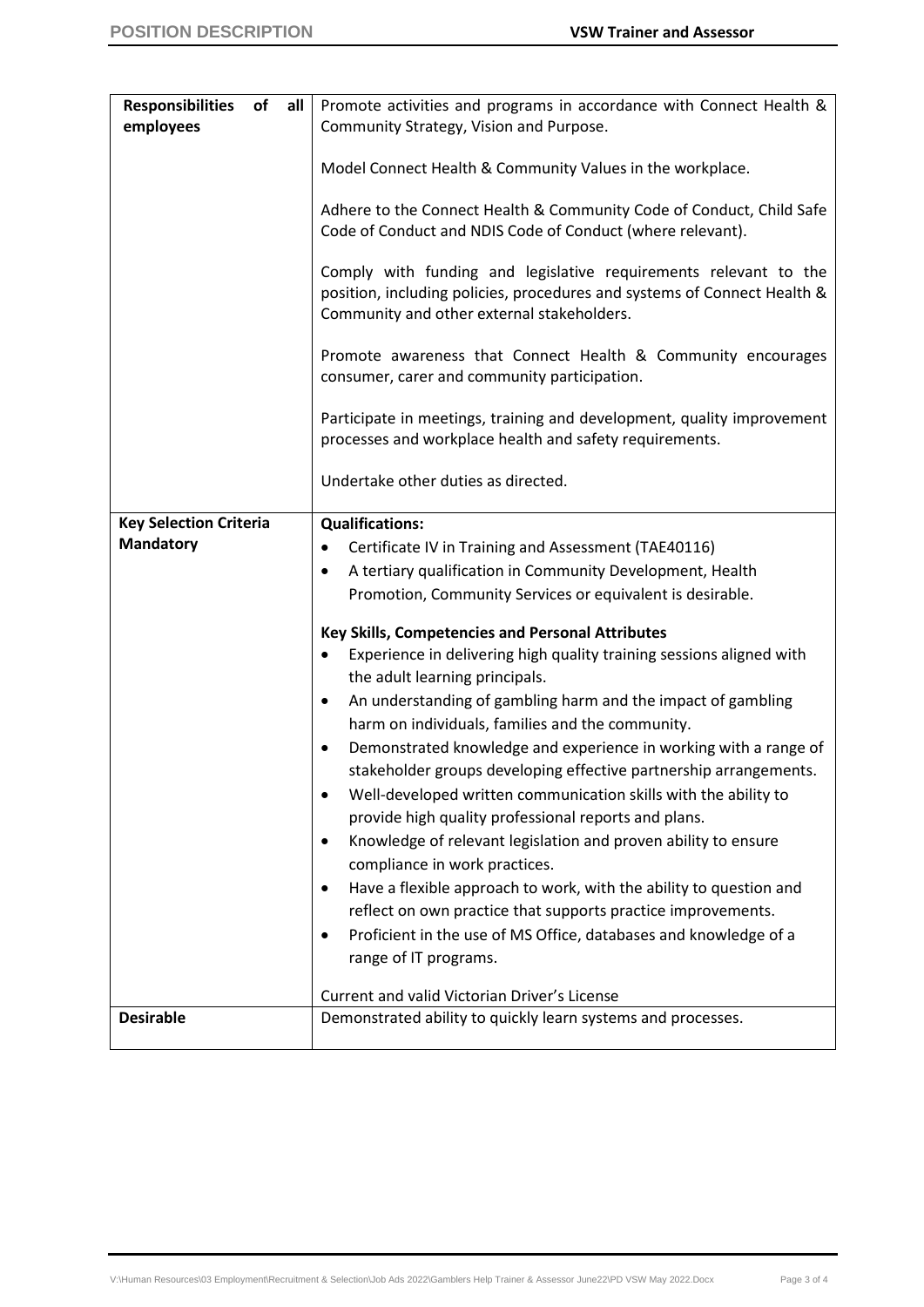| Responsibilities of all employees | Promote activities and programs in accordance with Connect Health & Community Strategy, Vision and Purpose.<br><br>Model Connect Health & Community Values in the workplace.<br><br>Adhere to the Connect Health & Community Code of Conduct, Child Safe Code of Conduct and NDIS Code of Conduct (where relevant).<br><br>Comply with funding and legislative requirements relevant to the position, including policies, procedures and systems of Connect Health & Community and other external stakeholders.<br><br>Promote awareness that Connect Health & Community encourages consumer, carer and community participation.<br><br>Participate in meetings, training and development, quality improvement processes and workplace health and safety requirements.<br><br>Undertake other duties as directed. |
|---|---|
| **Key Selection Criteria Mandatory** | **Qualifications:**<br>• Certificate IV in Training and Assessment (TAE40116)<br>• A tertiary qualification in Community Development, Health Promotion, Community Services or equivalent is desirable.<br><br>**Key Skills, Competencies and Personal Attributes**<br>• Experience in delivering high quality training sessions aligned with the adult learning principals.<br>• An understanding of gambling harm and the impact of gambling harm on individuals, families and the community.<br>• Demonstrated knowledge and experience in working with a range of stakeholder groups developing effective partnership arrangements.<br>• Well-developed written communication skills with the ability to provide high quality professional reports and plans.<br>• Knowledge of relevant legislation and proven ability to ensure compliance in work practices.<br>• Have a flexible approach to work, with the ability to question and reflect on own practice that supports practice improvements.<br>• Proficient in the use of MS Office, databases and knowledge of a range of IT programs.<br><br>Current and valid Victorian Driver's License |
| **Desirable** | Demonstrated ability to quickly learn systems and processes. |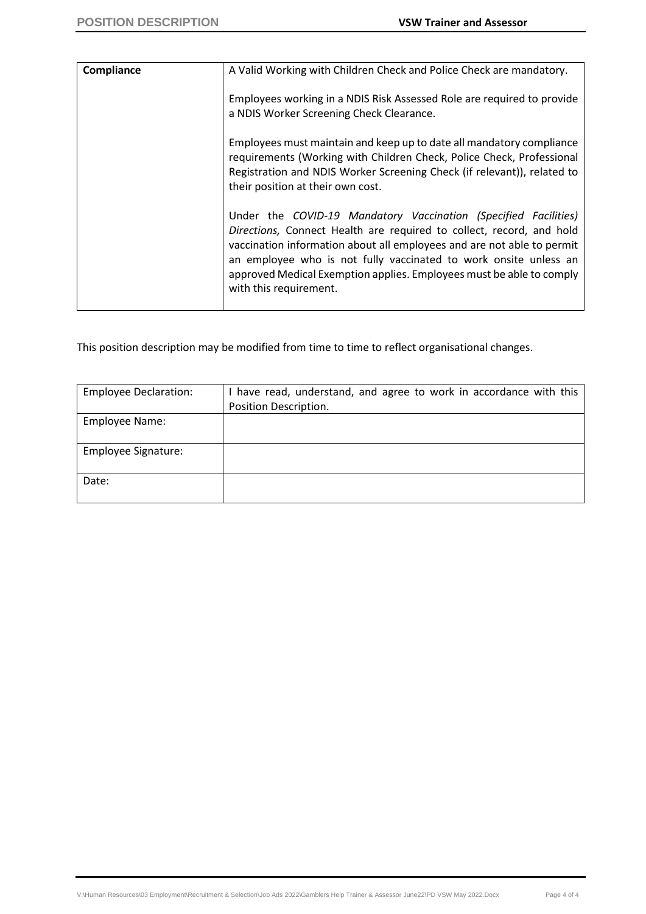| | |
|---|---|
| **Compliance** | A Valid Working with Children Check and Police Check are mandatory.<br><br>Employees working in a NDIS Risk Assessed Role are required to provide a NDIS Worker Screening Check Clearance.<br><br>Employees must maintain and keep up to date all mandatory compliance requirements (Working with Children Check, Police Check, Professional Registration and NDIS Worker Screening Check (if relevant)), related to their position at their own cost.<br><br>Under the *COVID-19 Mandatory Vaccination (Specified Facilities) Directions,* Connect Health are required to collect, record, and hold vaccination information about all employees and are not able to permit an employee who is not fully vaccinated to work onsite unless an approved Medical Exemption applies. Employees must be able to comply with this requirement. |

This position description may be modified from time to time to reflect organisational changes.

| | |
|---|---|
| Employee Declaration: | I have read, understand, and agree to work in accordance with this Position Description. |
| Employee Name: | |
| Employee Signature: | |
| Date: | |